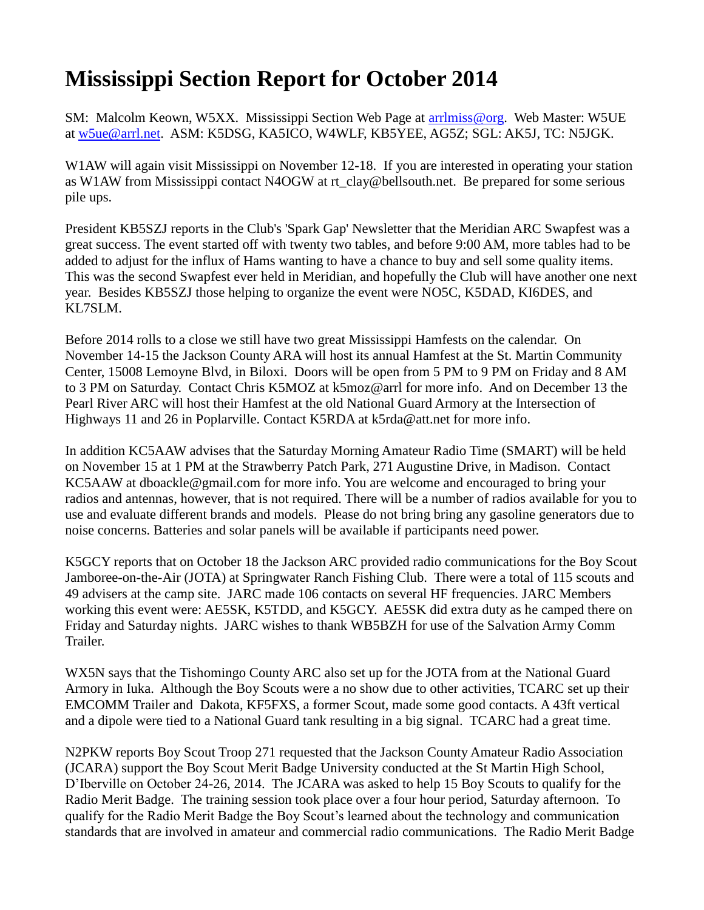# Mississippi Section Report for October 2014

SM: Malcolm Keown, W5XX. Mississippi Section Web Page at arrlmiss@org. Web Master: W5UE at w5ue@arrl.net. ASM: K5DSG, KA5ICO, W4WLF, KB5YEE, AG5Z; SGL: AK5J, TC: N5JGK.

W1AW will again visit Mississippi on November 12-18. If you are interested in operating your station as W1AW from Mississippi contact N4OGW at rt_clay@bellsouth.net. Be prepared for some serious pile ups.

President KB5SZJ reports in the Club's 'Spark Gap' Newsletter that the Meridian ARC Swapfest was a great success. The event started off with twenty two tables, and before 9:00 AM, more tables had to be added to adjust for the influx of Hams wanting to have a chance to buy and sell some quality items. This was the second Swapfest ever held in Meridian, and hopefully the Club will have another one next year. Besides KB5SZJ those helping to organize the event were NO5C, K5DAD, KI6DES, and KL7SLM.

Before 2014 rolls to a close we still have two great Mississippi Hamfests on the calendar. On November 14-15 the Jackson County ARA will host its annual Hamfest at the St. Martin Community Center, 15008 Lemoyne Blvd, in Biloxi. Doors will be open from 5 PM to 9 PM on Friday and 8 AM to 3 PM on Saturday. Contact Chris K5MOZ at k5moz@arrl for more info. And on December 13 the Pearl River ARC will host their Hamfest at the old National Guard Armory at the Intersection of Highways 11 and 26 in Poplarville. Contact K5RDA at k5rda@att.net for more info.

In addition KC5AAW advises that the Saturday Morning Amateur Radio Time (SMART) will be held on November 15 at 1 PM at the Strawberry Patch Park, 271 Augustine Drive, in Madison. Contact KC5AAW at dboackle@gmail.com for more info. You are welcome and encouraged to bring your radios and antennas, however, that is not required. There will be a number of radios available for you to use and evaluate different brands and models. Please do not bring bring any gasoline generators due to noise concerns. Batteries and solar panels will be available if participants need power.

K5GCY reports that on October 18 the Jackson ARC provided radio communications for the Boy Scout Jamboree-on-the-Air (JOTA) at Springwater Ranch Fishing Club. There were a total of 115 scouts and 49 advisers at the camp site. JARC made 106 contacts on several HF frequencies. JARC Members working this event were: AE5SK, K5TDD, and K5GCY. AE5SK did extra duty as he camped there on Friday and Saturday nights. JARC wishes to thank WB5BZH for use of the Salvation Army Comm Trailer.

WX5N says that the Tishomingo County ARC also set up for the JOTA from at the National Guard Armory in Iuka. Although the Boy Scouts were a no show due to other activities, TCARC set up their EMCOMM Trailer and Dakota, KF5FXS, a former Scout, made some good contacts. A 43ft vertical and a dipole were tied to a National Guard tank resulting in a big signal. TCARC had a great time.

N2PKW reports Boy Scout Troop 271 requested that the Jackson County Amateur Radio Association (JCARA) support the Boy Scout Merit Badge University conducted at the St Martin High School, D'Iberville on October 24-26, 2014. The JCARA was asked to help 15 Boy Scouts to qualify for the Radio Merit Badge. The training session took place over a four hour period, Saturday afternoon. To qualify for the Radio Merit Badge the Boy Scout's learned about the technology and communication standards that are involved in amateur and commercial radio communications. The Radio Merit Badge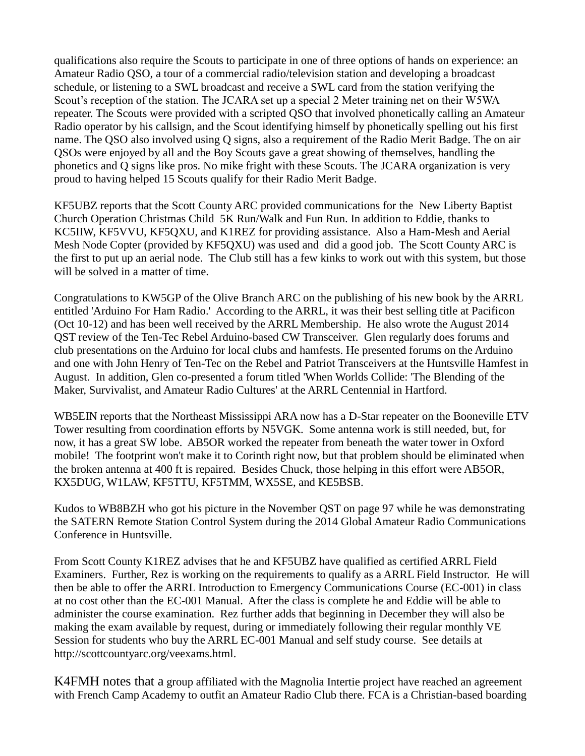qualifications also require the Scouts to participate in one of three options of hands on experience: an Amateur Radio QSO, a tour of a commercial radio/television station and developing a broadcast schedule, or listening to a SWL broadcast and receive a SWL card from the station verifying the Scout's reception of the station. The JCARA set up a special 2 Meter training net on their W5WA repeater. The Scouts were provided with a scripted QSO that involved phonetically calling an Amateur Radio operator by his callsign, and the Scout identifying himself by phonetically spelling out his first name. The QSO also involved using Q signs, also a requirement of the Radio Merit Badge. The on air QSOs were enjoyed by all and the Boy Scouts gave a great showing of themselves, handling the phonetics and Q signs like pros. No mike fright with these Scouts. The JCARA organization is very proud to having helped 15 Scouts qualify for their Radio Merit Badge.

KF5UBZ reports that the Scott County ARC provided communications for the New Liberty Baptist Church Operation Christmas Child 5K Run/Walk and Fun Run. In addition to Eddie, thanks to KC5IIW, KF5VVU, KF5QXU, and K1REZ for providing assistance. Also a Ham-Mesh and Aerial Mesh Node Copter (provided by KF5QXU) was used and did a good job. The Scott County ARC is the first to put up an aerial node. The Club still has a few kinks to work out with this system, but those will be solved in a matter of time.

Congratulations to KW5GP of the Olive Branch ARC on the publishing of his new book by the ARRL entitled 'Arduino For Ham Radio.' According to the ARRL, it was their best selling title at Pacificon (Oct 10-12) and has been well received by the ARRL Membership. He also wrote the August 2014 QST review of the Ten-Tec Rebel Arduino-based CW Transceiver. Glen regularly does forums and club presentations on the Arduino for local clubs and hamfests. He presented forums on the Arduino and one with John Henry of Ten-Tec on the Rebel and Patriot Transceivers at the Huntsville Hamfest in August. In addition, Glen co-presented a forum titled 'When Worlds Collide: 'The Blending of the Maker, Survivalist, and Amateur Radio Cultures' at the ARRL Centennial in Hartford.

WB5EIN reports that the Northeast Mississippi ARA now has a D-Star repeater on the Booneville ETV Tower resulting from coordination efforts by N5VGK. Some antenna work is still needed, but, for now, it has a great SW lobe. AB5OR worked the repeater from beneath the water tower in Oxford mobile! The footprint won't make it to Corinth right now, but that problem should be eliminated when the broken antenna at 400 ft is repaired. Besides Chuck, those helping in this effort were AB5OR, KX5DUG, W1LAW, KF5TTU, KF5TMM, WX5SE, and KE5BSB.

Kudos to WB8BZH who got his picture in the November QST on page 97 while he was demonstrating the SATERN Remote Station Control System during the 2014 Global Amateur Radio Communications Conference in Huntsville.

From Scott County K1REZ advises that he and KF5UBZ have qualified as certified ARRL Field Examiners. Further, Rez is working on the requirements to qualify as a ARRL Field Instructor. He will then be able to offer the ARRL Introduction to Emergency Communications Course (EC-001) in class at no cost other than the EC-001 Manual. After the class is complete he and Eddie will be able to administer the course examination. Rez further adds that beginning in December they will also be making the exam available by request, during or immediately following their regular monthly VE Session for students who buy the ARRL EC-001 Manual and self study course. See details at http://scottcountyarc.org/veexams.html.

K4FMH notes that a group affiliated with the Magnolia Intertie project have reached an agreement with French Camp Academy to outfit an Amateur Radio Club there. FCA is a Christian-based boarding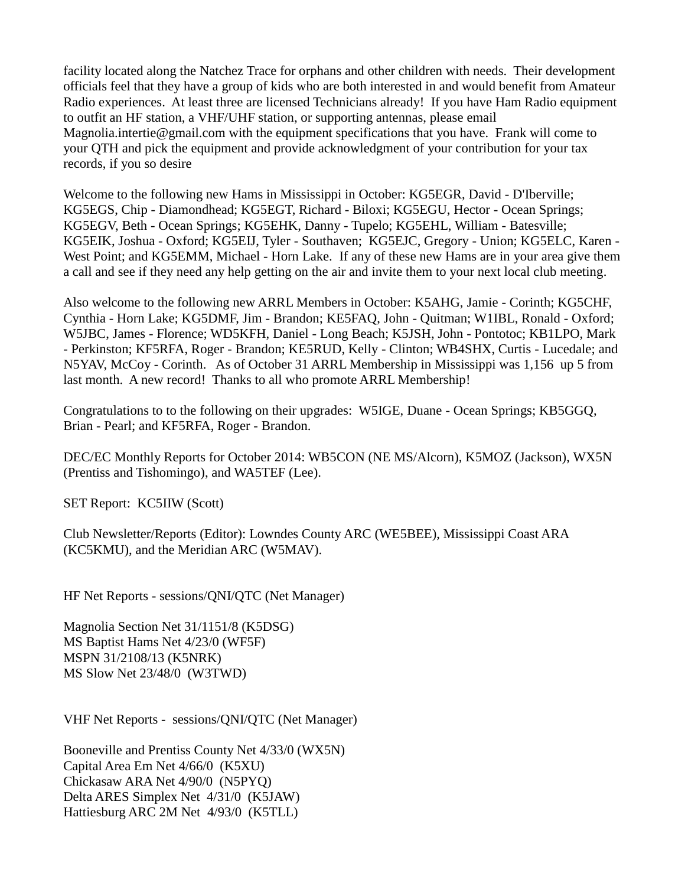facility located along the Natchez Trace for orphans and other children with needs. Their development officials feel that they have a group of kids who are both interested in and would benefit from Amateur Radio experiences. At least three are licensed Technicians already! If you have Ham Radio equipment to outfit an HF station, a VHF/UHF station, or supporting antennas, please email Magnolia.intertie@gmail.com with the equipment specifications that you have. Frank will come to your QTH and pick the equipment and provide acknowledgment of your contribution for your tax records, if you so desire

Welcome to the following new Hams in Mississippi in October: KG5EGR, David - D'Iberville; KG5EGS, Chip - Diamondhead; KG5EGT, Richard - Biloxi; KG5EGU, Hector - Ocean Springs; KG5EGV, Beth - Ocean Springs; KG5EHK, Danny - Tupelo; KG5EHL, William - Batesville; KG5EIK, Joshua - Oxford; KG5EIJ, Tyler - Southaven; KG5EJC, Gregory - Union; KG5ELC, Karen - West Point; and KG5EMM, Michael - Horn Lake. If any of these new Hams are in your area give them a call and see if they need any help getting on the air and invite them to your next local club meeting.

Also welcome to the following new ARRL Members in October: K5AHG, Jamie - Corinth; KG5CHF, Cynthia - Horn Lake; KG5DMF, Jim - Brandon; KE5FAQ, John - Quitman; W1IBL, Ronald - Oxford; W5JBC, James - Florence; WD5KFH, Daniel - Long Beach; K5JSH, John - Pontotoc; KB1LPO, Mark - Perkinston; KF5RFA, Roger - Brandon; KE5RUD, Kelly - Clinton; WB4SHX, Curtis - Lucedale; and N5YAV, McCoy - Corinth. As of October 31 ARRL Membership in Mississippi was 1,156 up 5 from last month. A new record! Thanks to all who promote ARRL Membership!

Congratulations to to the following on their upgrades: W5IGE, Duane - Ocean Springs; KB5GGQ, Brian - Pearl; and KF5RFA, Roger - Brandon.

DEC/EC Monthly Reports for October 2014: WB5CON (NE MS/Alcorn), K5MOZ (Jackson), WX5N (Prentiss and Tishomingo), and WA5TEF (Lee).

SET Report: KC5IIW (Scott)

Club Newsletter/Reports (Editor): Lowndes County ARC (WE5BEE), Mississippi Coast ARA (KC5KMU), and the Meridian ARC (W5MAV).

HF Net Reports - sessions/QNI/QTC (Net Manager)

Magnolia Section Net 31/1151/8 (K5DSG)
MS Baptist Hams Net 4/23/0 (WF5F)
MSPN 31/2108/13 (K5NRK)
MS Slow Net 23/48/0 (W3TWD)

VHF Net Reports - sessions/QNI/QTC (Net Manager)

Booneville and Prentiss County Net 4/33/0 (WX5N)
Capital Area Em Net 4/66/0 (K5XU)
Chickasaw ARA Net 4/90/0 (N5PYQ)
Delta ARES Simplex Net 4/31/0 (K5JAW)
Hattiesburg ARC 2M Net 4/93/0 (K5TLL)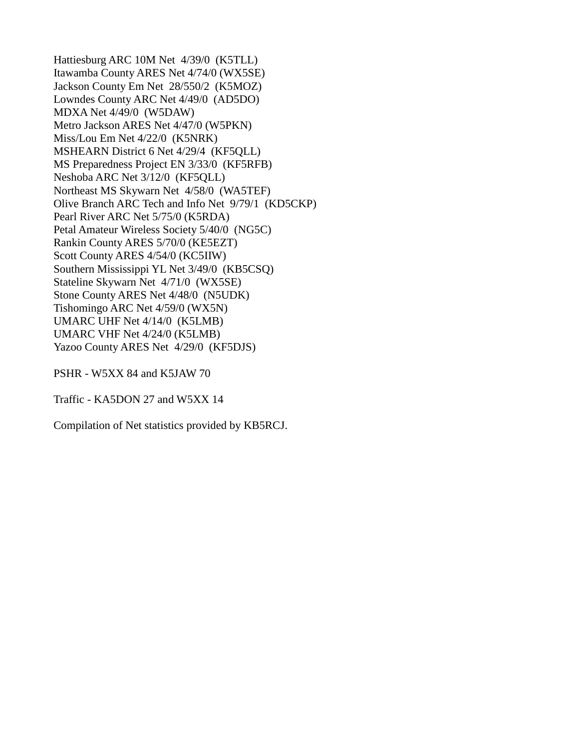Hattiesburg ARC 10M Net  4/39/0  (K5TLL)
Itawamba County ARES Net 4/74/0 (WX5SE)
Jackson County Em Net  28/550/2  (K5MOZ)
Lowndes County ARC Net 4/49/0  (AD5DO)
MDXA Net 4/49/0  (W5DAW)
Metro Jackson ARES Net 4/47/0 (W5PKN)
Miss/Lou Em Net 4/22/0  (K5NRK)
MSHEARN District 6 Net 4/29/4  (KF5QLL)
MS Preparedness Project EN 3/33/0  (KF5RFB)
Neshoba ARC Net 3/12/0  (KF5QLL)
Northeast MS Skywarn Net  4/58/0  (WA5TEF)
Olive Branch ARC Tech and Info Net  9/79/1  (KD5CKP)
Pearl River ARC Net 5/75/0 (K5RDA)
Petal Amateur Wireless Society 5/40/0  (NG5C)
Rankin County ARES 5/70/0 (KE5EZT)
Scott County ARES 4/54/0 (KC5IIW)
Southern Mississippi YL Net 3/49/0  (KB5CSQ)
Stateline Skywarn Net  4/71/0  (WX5SE)
Stone County ARES Net 4/48/0  (N5UDK)
Tishomingo ARC Net 4/59/0 (WX5N)
UMARC UHF Net 4/14/0  (K5LMB)
UMARC VHF Net 4/24/0 (K5LMB)
Yazoo County ARES Net  4/29/0  (KF5DJS)

PSHR - W5XX 84 and K5JAW 70

Traffic - KA5DON 27 and W5XX 14

Compilation of Net statistics provided by KB5RCJ.